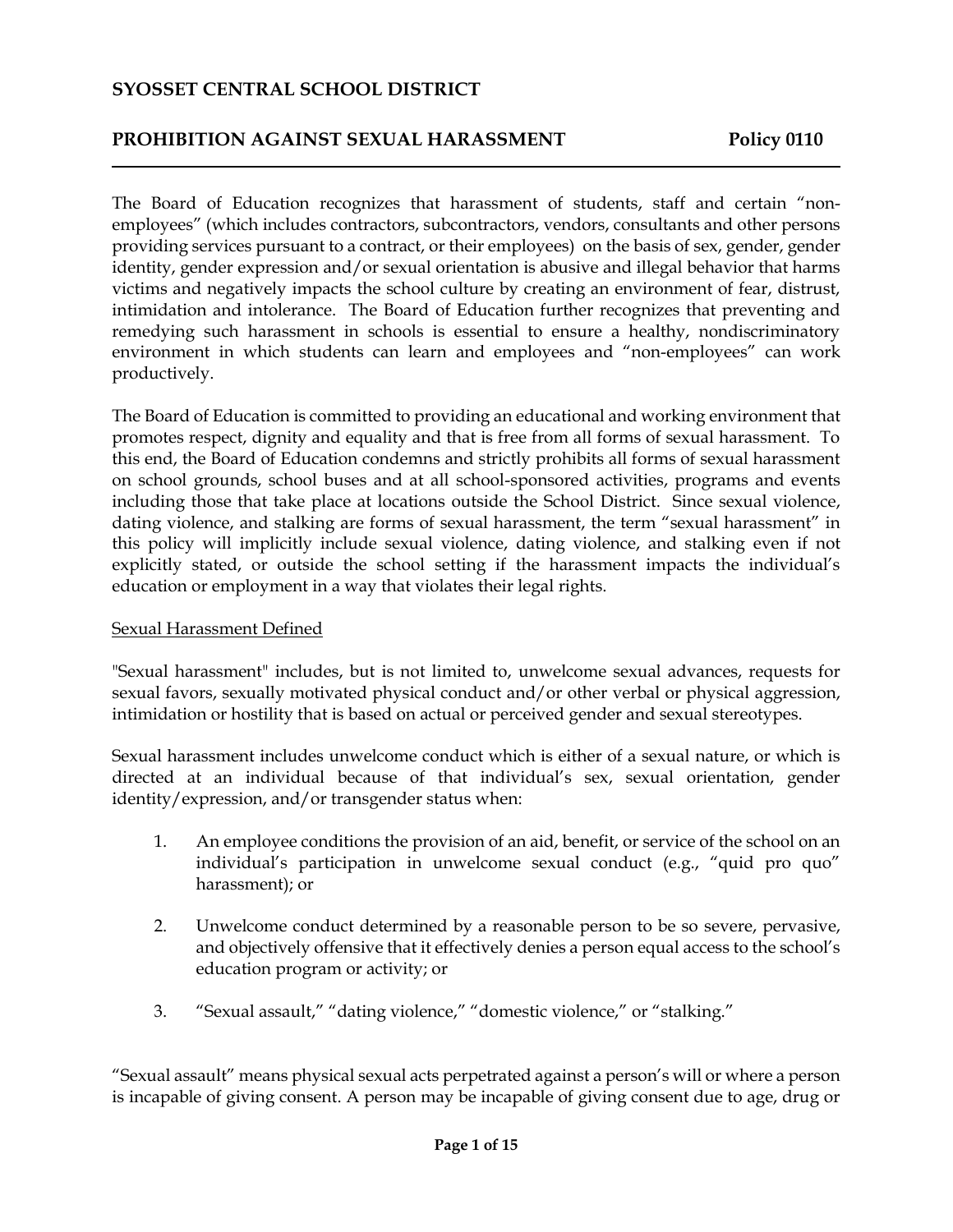# SYOSSET CENTRAL SCHOOL DISTRICT

## PROHIBITION AGAINST SEXUAL HARASSMENT — Policy 0110

The Board of Education recognizes that harassment of students, staff and certain "non-employees" (which includes contractors, subcontractors, vendors, consultants and other persons providing services pursuant to a contract, or their employees) on the basis of sex, gender, gender identity, gender expression and/or sexual orientation is abusive and illegal behavior that harms victims and negatively impacts the school culture by creating an environment of fear, distrust, intimidation and intolerance. The Board of Education further recognizes that preventing and remedying such harassment in schools is essential to ensure a healthy, nondiscriminatory environment in which students can learn and employees and "non-employees" can work productively.

The Board of Education is committed to providing an educational and working environment that promotes respect, dignity and equality and that is free from all forms of sexual harassment. To this end, the Board of Education condemns and strictly prohibits all forms of sexual harassment on school grounds, school buses and at all school-sponsored activities, programs and events including those that take place at locations outside the School District. Since sexual violence, dating violence, and stalking are forms of sexual harassment, the term "sexual harassment" in this policy will implicitly include sexual violence, dating violence, and stalking even if not explicitly stated, or outside the school setting if the harassment impacts the individual's education or employment in a way that violates their legal rights.

### Sexual Harassment Defined

"Sexual harassment" includes, but is not limited to, unwelcome sexual advances, requests for sexual favors, sexually motivated physical conduct and/or other verbal or physical aggression, intimidation or hostility that is based on actual or perceived gender and sexual stereotypes.

Sexual harassment includes unwelcome conduct which is either of a sexual nature, or which is directed at an individual because of that individual's sex, sexual orientation, gender identity/expression, and/or transgender status when:

1. An employee conditions the provision of an aid, benefit, or service of the school on an individual's participation in unwelcome sexual conduct (e.g., "quid pro quo" harassment); or
2. Unwelcome conduct determined by a reasonable person to be so severe, pervasive, and objectively offensive that it effectively denies a person equal access to the school's education program or activity; or
3. "Sexual assault," "dating violence," "domestic violence," or "stalking."

"Sexual assault" means physical sexual acts perpetrated against a person's will or where a person is incapable of giving consent. A person may be incapable of giving consent due to age, drug or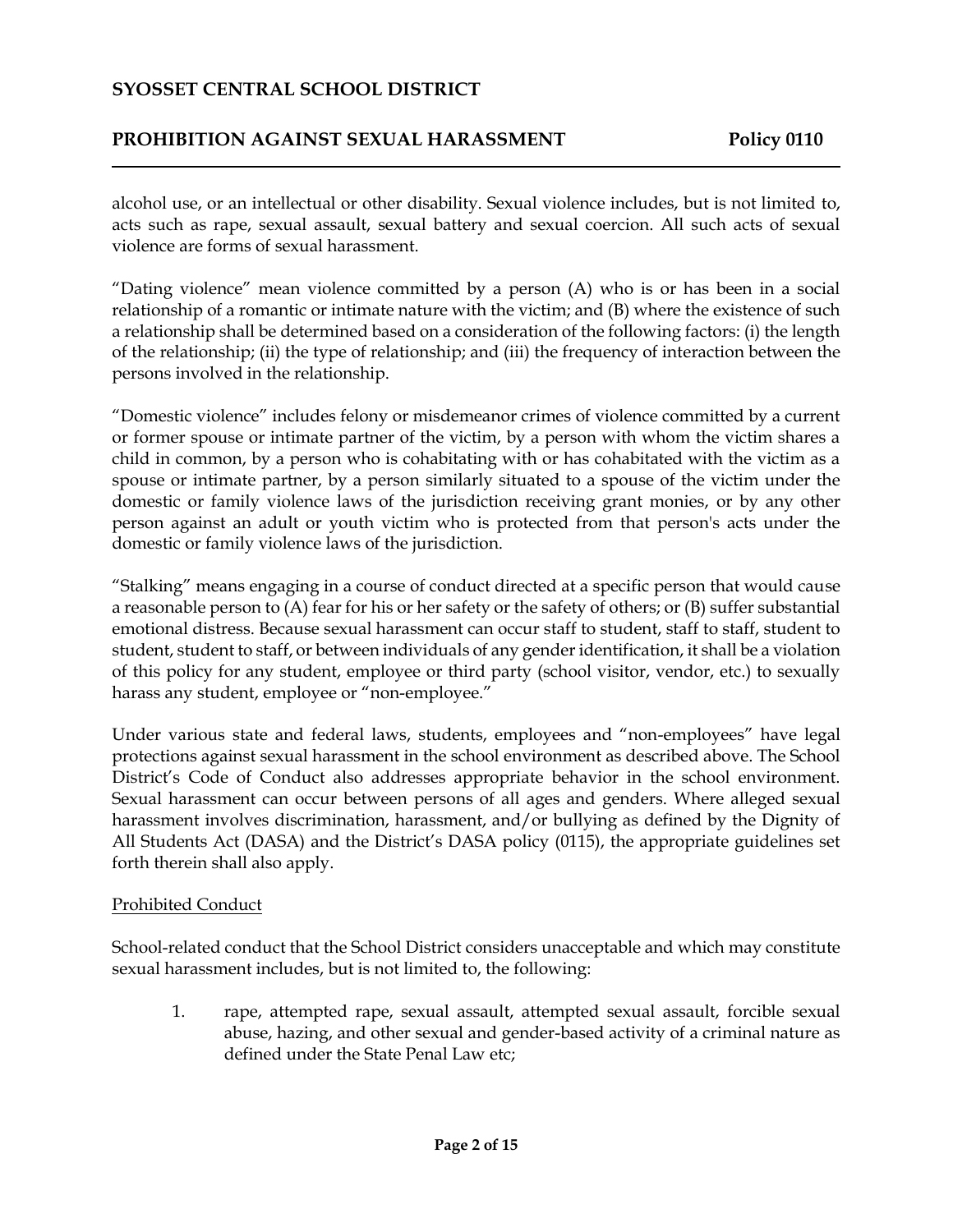alcohol use, or an intellectual or other disability. Sexual violence includes, but is not limited to, acts such as rape, sexual assault, sexual battery and sexual coercion. All such acts of sexual violence are forms of sexual harassment.

"Dating violence" mean violence committed by a person (A) who is or has been in a social relationship of a romantic or intimate nature with the victim; and (B) where the existence of such a relationship shall be determined based on a consideration of the following factors: (i) the length of the relationship; (ii) the type of relationship; and (iii) the frequency of interaction between the persons involved in the relationship.

"Domestic violence" includes felony or misdemeanor crimes of violence committed by a current or former spouse or intimate partner of the victim, by a person with whom the victim shares a child in common, by a person who is cohabitating with or has cohabitated with the victim as a spouse or intimate partner, by a person similarly situated to a spouse of the victim under the domestic or family violence laws of the jurisdiction receiving grant monies, or by any other person against an adult or youth victim who is protected from that person's acts under the domestic or family violence laws of the jurisdiction.

"Stalking" means engaging in a course of conduct directed at a specific person that would cause a reasonable person to (A) fear for his or her safety or the safety of others; or (B) suffer substantial emotional distress. Because sexual harassment can occur staff to student, staff to staff, student to student, student to staff, or between individuals of any gender identification, it shall be a violation of this policy for any student, employee or third party (school visitor, vendor, etc.) to sexually harass any student, employee or "non-employee."

Under various state and federal laws, students, employees and "non-employees" have legal protections against sexual harassment in the school environment as described above. The School District's Code of Conduct also addresses appropriate behavior in the school environment. Sexual harassment can occur between persons of all ages and genders. Where alleged sexual harassment involves discrimination, harassment, and/or bullying as defined by the Dignity of All Students Act (DASA) and the District's DASA policy (0115), the appropriate guidelines set forth therein shall also apply.

## Prohibited Conduct

School-related conduct that the School District considers unacceptable and which may constitute sexual harassment includes, but is not limited to, the following:

1. rape, attempted rape, sexual assault, attempted sexual assault, forcible sexual abuse, hazing, and other sexual and gender-based activity of a criminal nature as defined under the State Penal Law etc;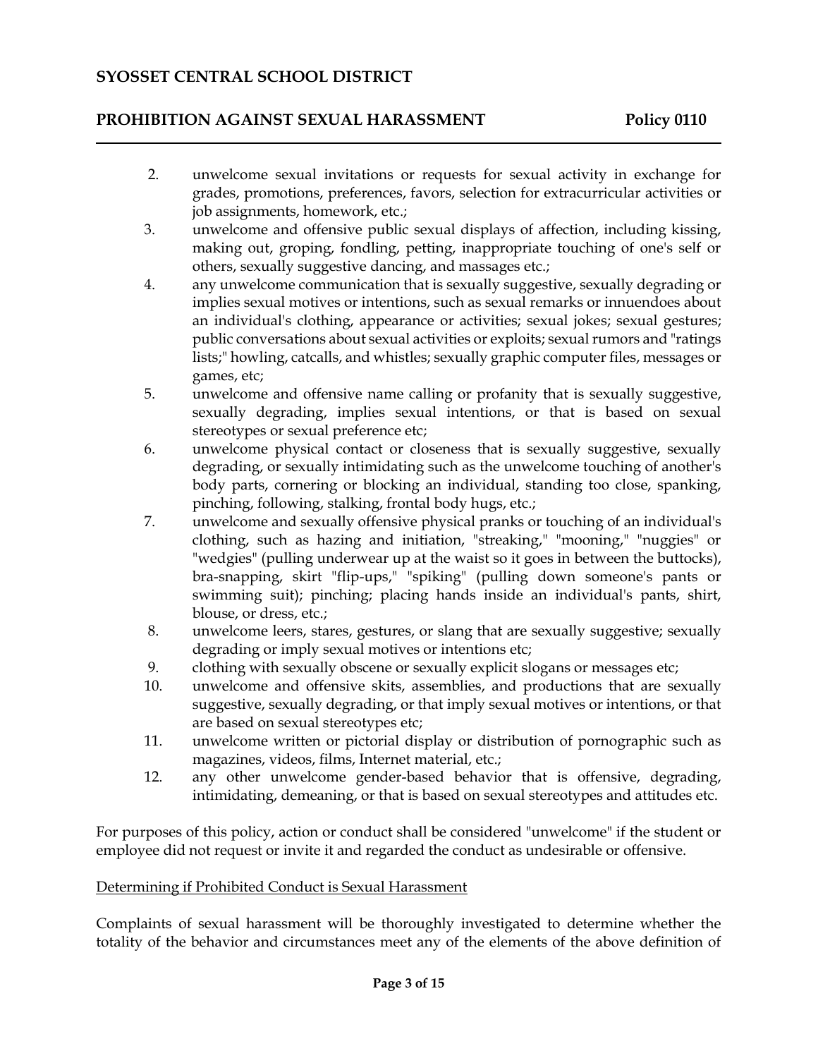2. unwelcome sexual invitations or requests for sexual activity in exchange for grades, promotions, preferences, favors, selection for extracurricular activities or job assignments, homework, etc.;
3. unwelcome and offensive public sexual displays of affection, including kissing, making out, groping, fondling, petting, inappropriate touching of one's self or others, sexually suggestive dancing, and massages etc.;
4. any unwelcome communication that is sexually suggestive, sexually degrading or implies sexual motives or intentions, such as sexual remarks or innuendoes about an individual's clothing, appearance or activities; sexual jokes; sexual gestures; public conversations about sexual activities or exploits; sexual rumors and "ratings lists;" howling, catcalls, and whistles; sexually graphic computer files, messages or games, etc;
5. unwelcome and offensive name calling or profanity that is sexually suggestive, sexually degrading, implies sexual intentions, or that is based on sexual stereotypes or sexual preference etc;
6. unwelcome physical contact or closeness that is sexually suggestive, sexually degrading, or sexually intimidating such as the unwelcome touching of another's body parts, cornering or blocking an individual, standing too close, spanking, pinching, following, stalking, frontal body hugs, etc.;
7. unwelcome and sexually offensive physical pranks or touching of an individual's clothing, such as hazing and initiation, "streaking," "mooning," "nuggies" or "wedgies" (pulling underwear up at the waist so it goes in between the buttocks), bra-snapping, skirt "flip-ups," "spiking" (pulling down someone's pants or swimming suit); pinching; placing hands inside an individual's pants, shirt, blouse, or dress, etc.;
8. unwelcome leers, stares, gestures, or slang that are sexually suggestive; sexually degrading or imply sexual motives or intentions etc;
9. clothing with sexually obscene or sexually explicit slogans or messages etc;
10. unwelcome and offensive skits, assemblies, and productions that are sexually suggestive, sexually degrading, or that imply sexual motives or intentions, or that are based on sexual stereotypes etc;
11. unwelcome written or pictorial display or distribution of pornographic such as magazines, videos, films, Internet material, etc.;
12. any other unwelcome gender-based behavior that is offensive, degrading, intimidating, demeaning, or that is based on sexual stereotypes and attitudes etc.

For purposes of this policy, action or conduct shall be considered "unwelcome" if the student or employee did not request or invite it and regarded the conduct as undesirable or offensive.

Determining if Prohibited Conduct is Sexual Harassment

Complaints of sexual harassment will be thoroughly investigated to determine whether the totality of the behavior and circumstances meet any of the elements of the above definition of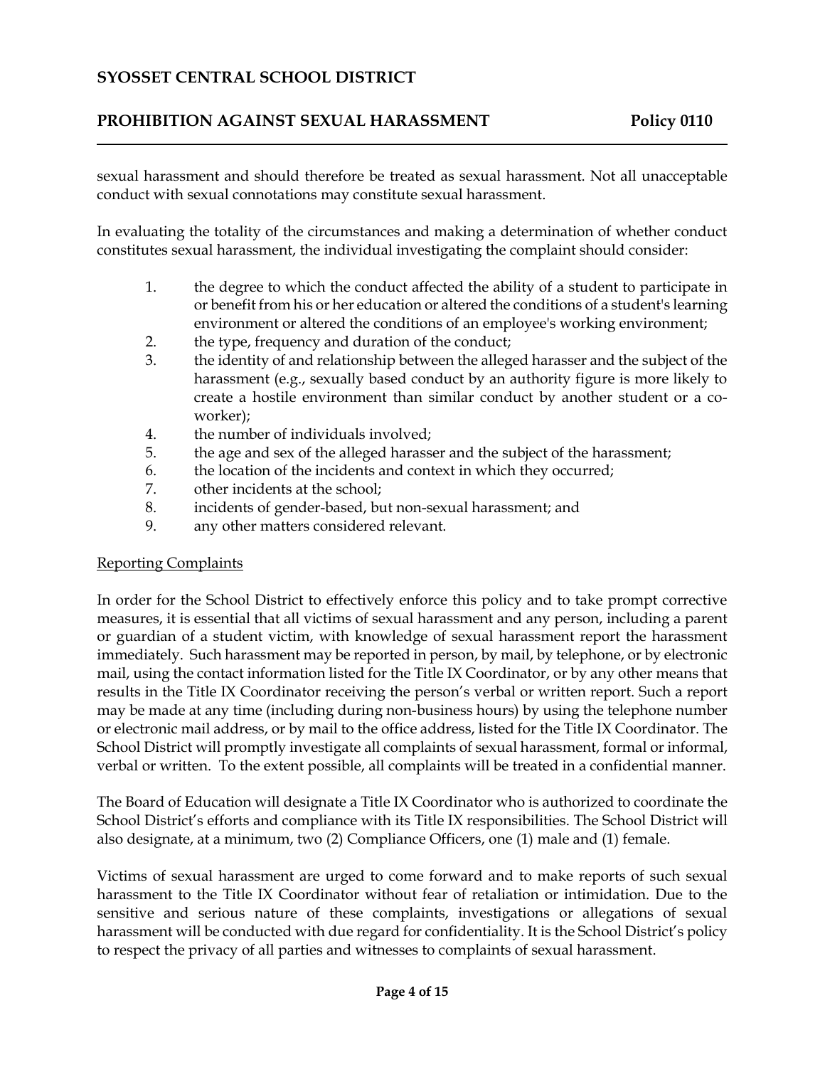sexual harassment and should therefore be treated as sexual harassment. Not all unacceptable conduct with sexual connotations may constitute sexual harassment.

In evaluating the totality of the circumstances and making a determination of whether conduct constitutes sexual harassment, the individual investigating the complaint should consider:

1. the degree to which the conduct affected the ability of a student to participate in or benefit from his or her education or altered the conditions of a student's learning environment or altered the conditions of an employee's working environment;
2. the type, frequency and duration of the conduct;
3. the identity of and relationship between the alleged harasser and the subject of the harassment (e.g., sexually based conduct by an authority figure is more likely to create a hostile environment than similar conduct by another student or a co-worker);
4. the number of individuals involved;
5. the age and sex of the alleged harasser and the subject of the harassment;
6. the location of the incidents and context in which they occurred;
7. other incidents at the school;
8. incidents of gender-based, but non-sexual harassment; and
9. any other matters considered relevant.

<u>Reporting Complaints</u>

In order for the School District to effectively enforce this policy and to take prompt corrective measures, it is essential that all victims of sexual harassment and any person, including a parent or guardian of a student victim, with knowledge of sexual harassment report the harassment immediately. Such harassment may be reported in person, by mail, by telephone, or by electronic mail, using the contact information listed for the Title IX Coordinator, or by any other means that results in the Title IX Coordinator receiving the person's verbal or written report. Such a report may be made at any time (including during non-business hours) by using the telephone number or electronic mail address, or by mail to the office address, listed for the Title IX Coordinator. The School District will promptly investigate all complaints of sexual harassment, formal or informal, verbal or written. To the extent possible, all complaints will be treated in a confidential manner.

The Board of Education will designate a Title IX Coordinator who is authorized to coordinate the School District's efforts and compliance with its Title IX responsibilities. The School District will also designate, at a minimum, two (2) Compliance Officers, one (1) male and (1) female.

Victims of sexual harassment are urged to come forward and to make reports of such sexual harassment to the Title IX Coordinator without fear of retaliation or intimidation. Due to the sensitive and serious nature of these complaints, investigations or allegations of sexual harassment will be conducted with due regard for confidentiality. It is the School District's policy to respect the privacy of all parties and witnesses to complaints of sexual harassment.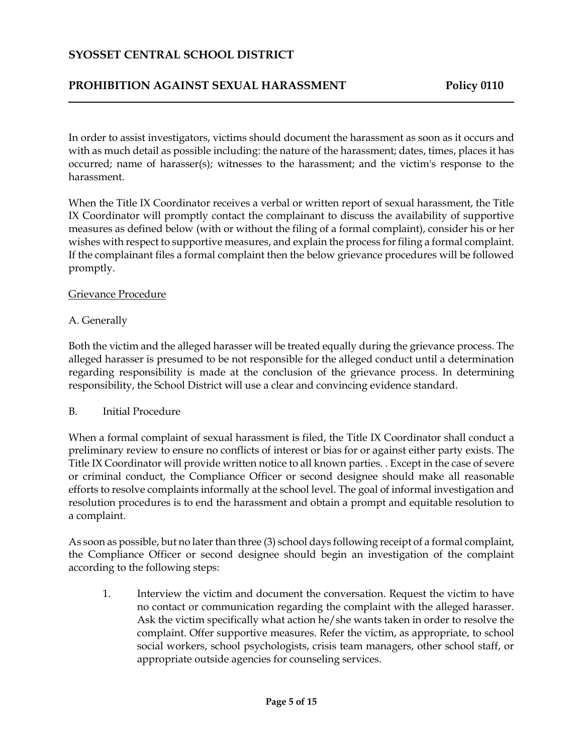In order to assist investigators, victims should document the harassment as soon as it occurs and with as much detail as possible including: the nature of the harassment; dates, times, places it has occurred; name of harasser(s); witnesses to the harassment; and the victim's response to the harassment.

When the Title IX Coordinator receives a verbal or written report of sexual harassment, the Title IX Coordinator will promptly contact the complainant to discuss the availability of supportive measures as defined below (with or without the filing of a formal complaint), consider his or her wishes with respect to supportive measures, and explain the process for filing a formal complaint. If the complainant files a formal complaint then the below grievance procedures will be followed promptly.

Grievance Procedure

A. Generally

Both the victim and the alleged harasser will be treated equally during the grievance process. The alleged harasser is presumed to be not responsible for the alleged conduct until a determination regarding responsibility is made at the conclusion of the grievance process. In determining responsibility, the School District will use a clear and convincing evidence standard.

B. Initial Procedure

When a formal complaint of sexual harassment is filed, the Title IX Coordinator shall conduct a preliminary review to ensure no conflicts of interest or bias for or against either party exists. The Title IX Coordinator will provide written notice to all known parties. . Except in the case of severe or criminal conduct, the Compliance Officer or second designee should make all reasonable efforts to resolve complaints informally at the school level. The goal of informal investigation and resolution procedures is to end the harassment and obtain a prompt and equitable resolution to a complaint.

As soon as possible, but no later than three (3) school days following receipt of a formal complaint, the Compliance Officer or second designee should begin an investigation of the complaint according to the following steps:

1. Interview the victim and document the conversation. Request the victim to have no contact or communication regarding the complaint with the alleged harasser. Ask the victim specifically what action he/she wants taken in order to resolve the complaint. Offer supportive measures. Refer the victim, as appropriate, to school social workers, school psychologists, crisis team managers, other school staff, or appropriate outside agencies for counseling services.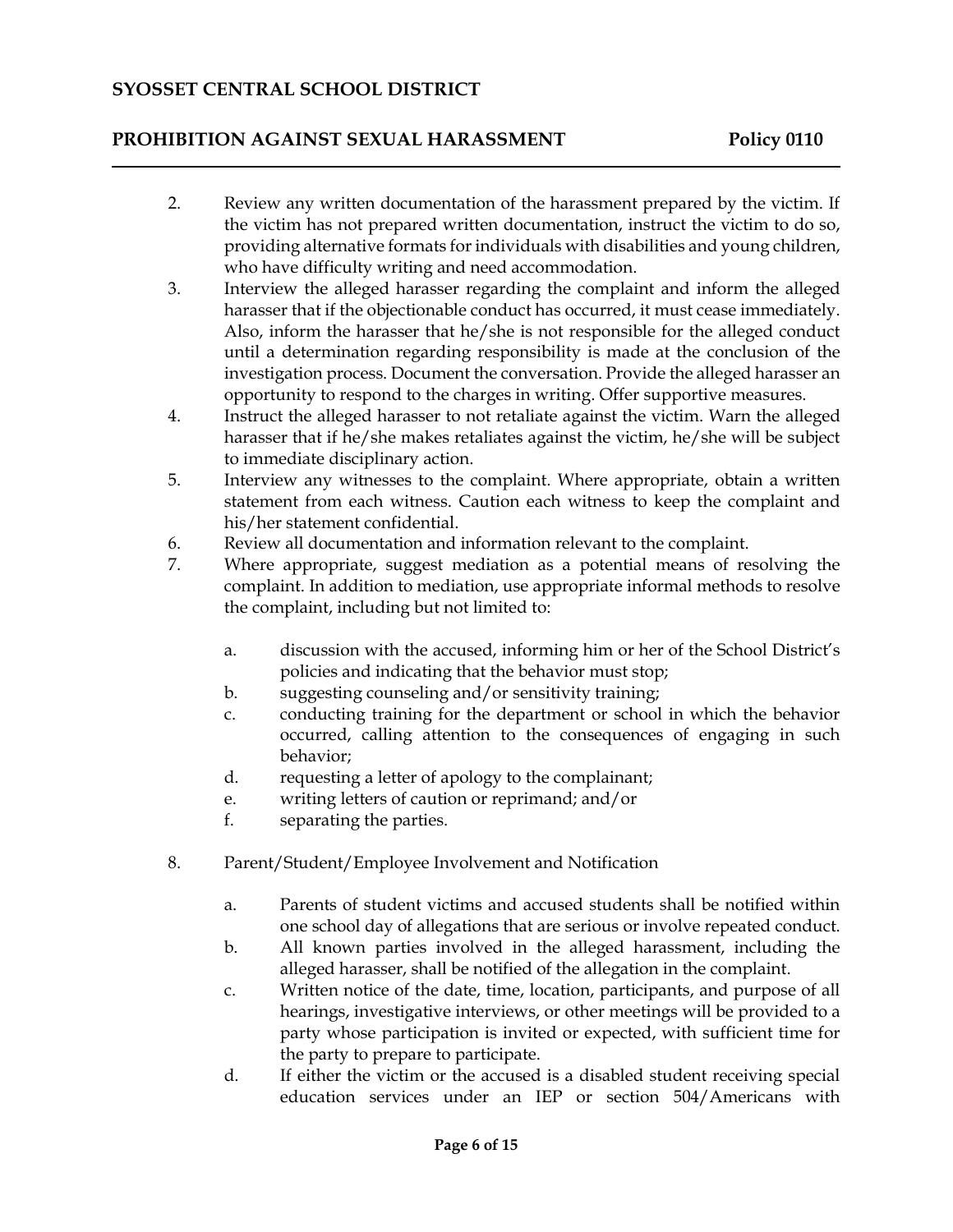2. Review any written documentation of the harassment prepared by the victim. If the victim has not prepared written documentation, instruct the victim to do so, providing alternative formats for individuals with disabilities and young children, who have difficulty writing and need accommodation.
3. Interview the alleged harasser regarding the complaint and inform the alleged harasser that if the objectionable conduct has occurred, it must cease immediately. Also, inform the harasser that he/she is not responsible for the alleged conduct until a determination regarding responsibility is made at the conclusion of the investigation process. Document the conversation. Provide the alleged harasser an opportunity to respond to the charges in writing. Offer supportive measures.
4. Instruct the alleged harasser to not retaliate against the victim. Warn the alleged harasser that if he/she makes retaliates against the victim, he/she will be subject to immediate disciplinary action.
5. Interview any witnesses to the complaint. Where appropriate, obtain a written statement from each witness. Caution each witness to keep the complaint and his/her statement confidential.
6. Review all documentation and information relevant to the complaint.
7. Where appropriate, suggest mediation as a potential means of resolving the complaint. In addition to mediation, use appropriate informal methods to resolve the complaint, including but not limited to:

    a. discussion with the accused, informing him or her of the School District's policies and indicating that the behavior must stop;
    b. suggesting counseling and/or sensitivity training;
    c. conducting training for the department or school in which the behavior occurred, calling attention to the consequences of engaging in such behavior;
    d. requesting a letter of apology to the complainant;
    e. writing letters of caution or reprimand; and/or
    f. separating the parties.

8. Parent/Student/Employee Involvement and Notification

    a. Parents of student victims and accused students shall be notified within one school day of allegations that are serious or involve repeated conduct.
    b. All known parties involved in the alleged harassment, including the alleged harasser, shall be notified of the allegation in the complaint.
    c. Written notice of the date, time, location, participants, and purpose of all hearings, investigative interviews, or other meetings will be provided to a party whose participation is invited or expected, with sufficient time for the party to prepare to participate.
    d. If either the victim or the accused is a disabled student receiving special education services under an IEP or section 504/Americans with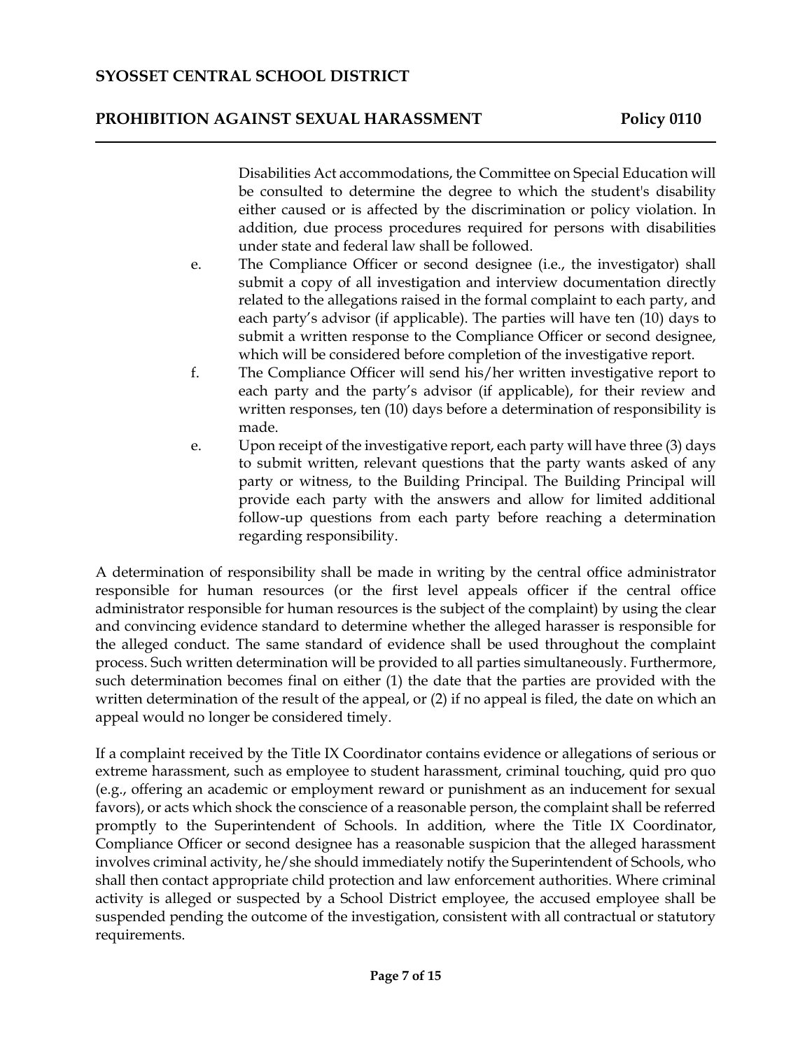Disabilities Act accommodations, the Committee on Special Education will be consulted to determine the degree to which the student's disability either caused or is affected by the discrimination or policy violation. In addition, due process procedures required for persons with disabilities under state and federal law shall be followed.

e. The Compliance Officer or second designee (i.e., the investigator) shall submit a copy of all investigation and interview documentation directly related to the allegations raised in the formal complaint to each party, and each party's advisor (if applicable). The parties will have ten (10) days to submit a written response to the Compliance Officer or second designee, which will be considered before completion of the investigative report.

f. The Compliance Officer will send his/her written investigative report to each party and the party's advisor (if applicable), for their review and written responses, ten (10) days before a determination of responsibility is made.

e. Upon receipt of the investigative report, each party will have three (3) days to submit written, relevant questions that the party wants asked of any party or witness, to the Building Principal. The Building Principal will provide each party with the answers and allow for limited additional follow-up questions from each party before reaching a determination regarding responsibility.

A determination of responsibility shall be made in writing by the central office administrator responsible for human resources (or the first level appeals officer if the central office administrator responsible for human resources is the subject of the complaint) by using the clear and convincing evidence standard to determine whether the alleged harasser is responsible for the alleged conduct. The same standard of evidence shall be used throughout the complaint process. Such written determination will be provided to all parties simultaneously. Furthermore, such determination becomes final on either (1) the date that the parties are provided with the written determination of the result of the appeal, or (2) if no appeal is filed, the date on which an appeal would no longer be considered timely.

If a complaint received by the Title IX Coordinator contains evidence or allegations of serious or extreme harassment, such as employee to student harassment, criminal touching, quid pro quo (e.g., offering an academic or employment reward or punishment as an inducement for sexual favors), or acts which shock the conscience of a reasonable person, the complaint shall be referred promptly to the Superintendent of Schools. In addition, where the Title IX Coordinator, Compliance Officer or second designee has a reasonable suspicion that the alleged harassment involves criminal activity, he/she should immediately notify the Superintendent of Schools, who shall then contact appropriate child protection and law enforcement authorities. Where criminal activity is alleged or suspected by a School District employee, the accused employee shall be suspended pending the outcome of the investigation, consistent with all contractual or statutory requirements.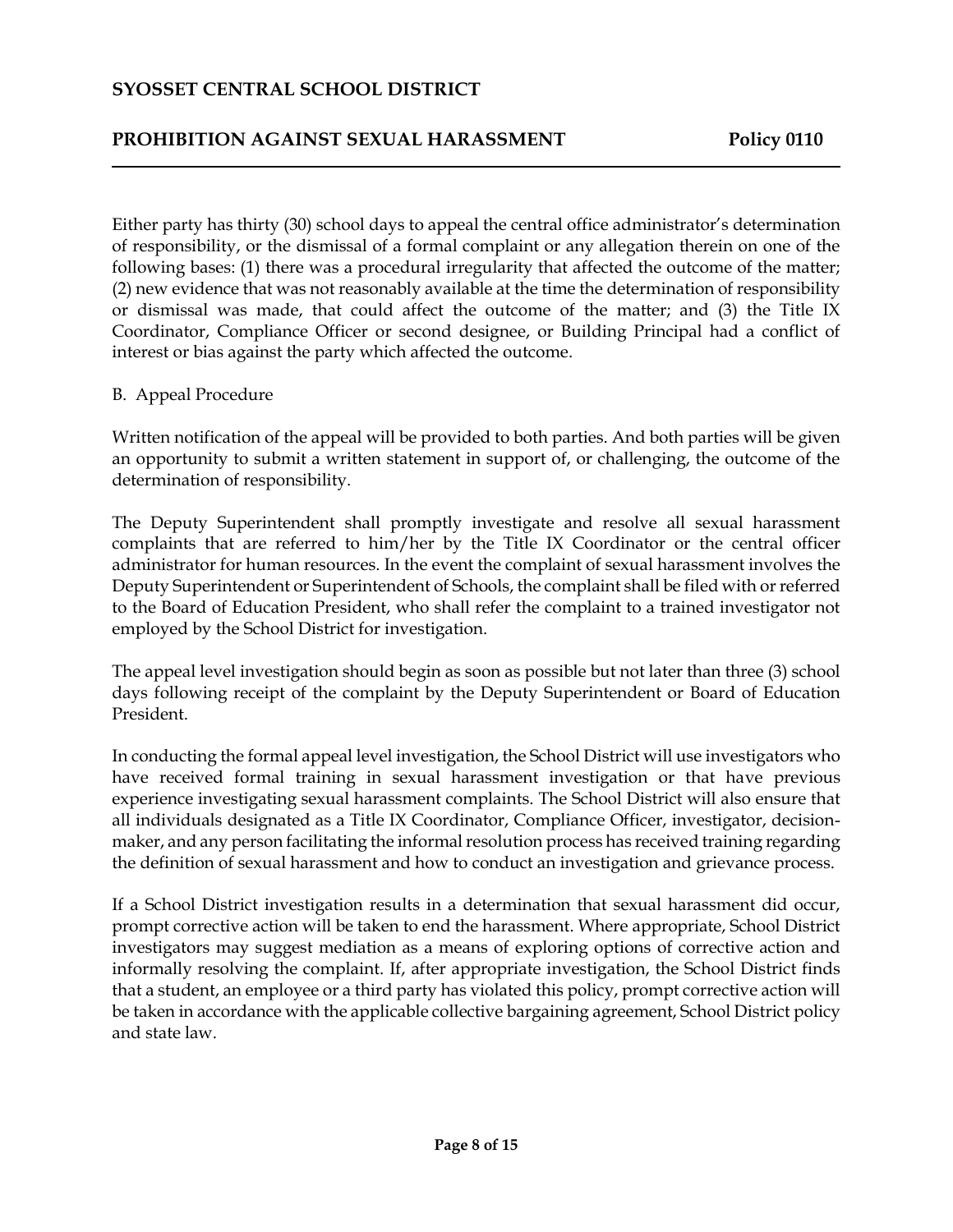Either party has thirty (30) school days to appeal the central office administrator's determination of responsibility, or the dismissal of a formal complaint or any allegation therein on one of the following bases: (1) there was a procedural irregularity that affected the outcome of the matter; (2) new evidence that was not reasonably available at the time the determination of responsibility or dismissal was made, that could affect the outcome of the matter; and (3) the Title IX Coordinator, Compliance Officer or second designee, or Building Principal had a conflict of interest or bias against the party which affected the outcome.

B. Appeal Procedure

Written notification of the appeal will be provided to both parties. And both parties will be given an opportunity to submit a written statement in support of, or challenging, the outcome of the determination of responsibility.

The Deputy Superintendent shall promptly investigate and resolve all sexual harassment complaints that are referred to him/her by the Title IX Coordinator or the central officer administrator for human resources. In the event the complaint of sexual harassment involves the Deputy Superintendent or Superintendent of Schools, the complaint shall be filed with or referred to the Board of Education President, who shall refer the complaint to a trained investigator not employed by the School District for investigation.

The appeal level investigation should begin as soon as possible but not later than three (3) school days following receipt of the complaint by the Deputy Superintendent or Board of Education President.

In conducting the formal appeal level investigation, the School District will use investigators who have received formal training in sexual harassment investigation or that have previous experience investigating sexual harassment complaints. The School District will also ensure that all individuals designated as a Title IX Coordinator, Compliance Officer, investigator, decision-maker, and any person facilitating the informal resolution process has received training regarding the definition of sexual harassment and how to conduct an investigation and grievance process.

If a School District investigation results in a determination that sexual harassment did occur, prompt corrective action will be taken to end the harassment. Where appropriate, School District investigators may suggest mediation as a means of exploring options of corrective action and informally resolving the complaint. If, after appropriate investigation, the School District finds that a student, an employee or a third party has violated this policy, prompt corrective action will be taken in accordance with the applicable collective bargaining agreement, School District policy and state law.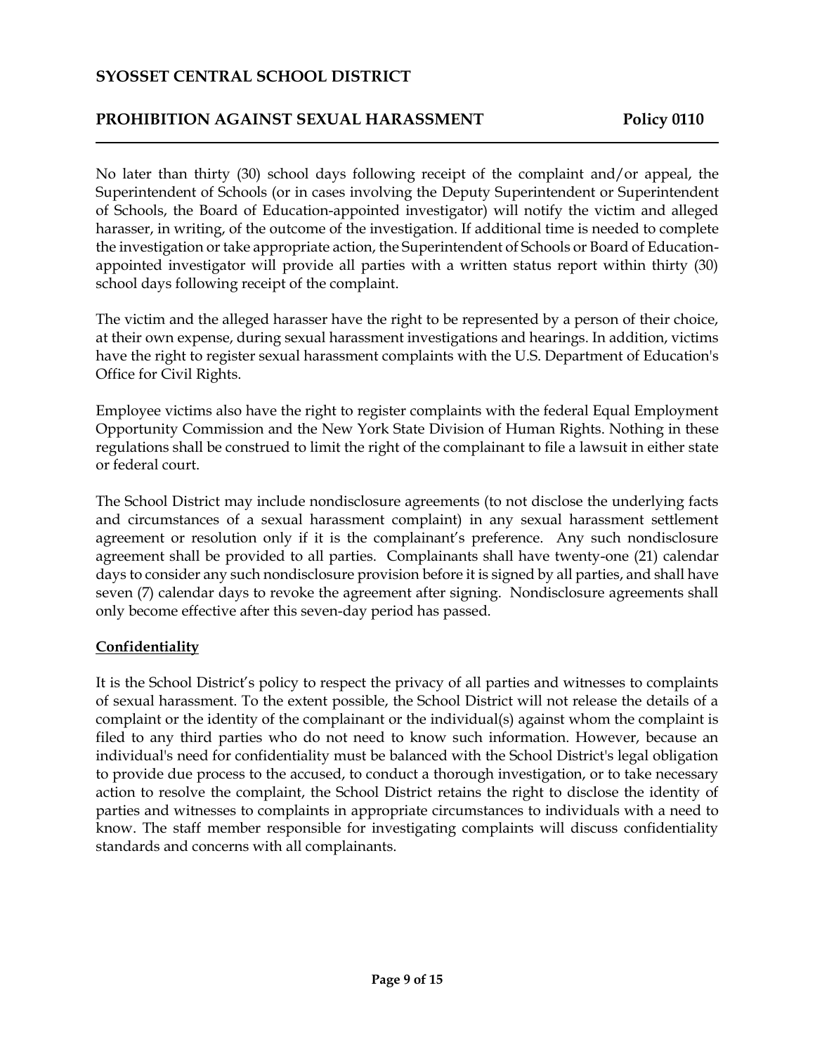No later than thirty (30) school days following receipt of the complaint and/or appeal, the Superintendent of Schools (or in cases involving the Deputy Superintendent or Superintendent of Schools, the Board of Education-appointed investigator) will notify the victim and alleged harasser, in writing, of the outcome of the investigation. If additional time is needed to complete the investigation or take appropriate action, the Superintendent of Schools or Board of Education-appointed investigator will provide all parties with a written status report within thirty (30) school days following receipt of the complaint.

The victim and the alleged harasser have the right to be represented by a person of their choice, at their own expense, during sexual harassment investigations and hearings. In addition, victims have the right to register sexual harassment complaints with the U.S. Department of Education's Office for Civil Rights.

Employee victims also have the right to register complaints with the federal Equal Employment Opportunity Commission and the New York State Division of Human Rights. Nothing in these regulations shall be construed to limit the right of the complainant to file a lawsuit in either state or federal court.

The School District may include nondisclosure agreements (to not disclose the underlying facts and circumstances of a sexual harassment complaint) in any sexual harassment settlement agreement or resolution only if it is the complainant's preference. Any such nondisclosure agreement shall be provided to all parties. Complainants shall have twenty-one (21) calendar days to consider any such nondisclosure provision before it is signed by all parties, and shall have seven (7) calendar days to revoke the agreement after signing. Nondisclosure agreements shall only become effective after this seven-day period has passed.

## Confidentiality

It is the School District's policy to respect the privacy of all parties and witnesses to complaints of sexual harassment. To the extent possible, the School District will not release the details of a complaint or the identity of the complainant or the individual(s) against whom the complaint is filed to any third parties who do not need to know such information. However, because an individual's need for confidentiality must be balanced with the School District's legal obligation to provide due process to the accused, to conduct a thorough investigation, or to take necessary action to resolve the complaint, the School District retains the right to disclose the identity of parties and witnesses to complaints in appropriate circumstances to individuals with a need to know. The staff member responsible for investigating complaints will discuss confidentiality standards and concerns with all complainants.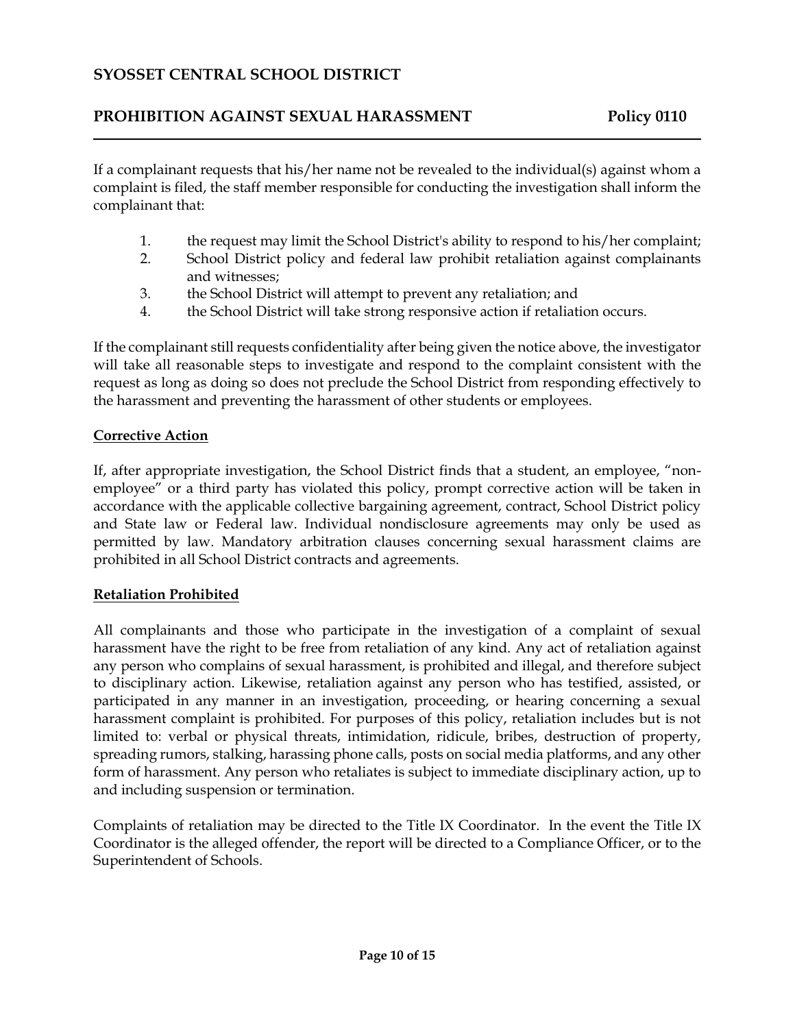If a complainant requests that his/her name not be revealed to the individual(s) against whom a complaint is filed, the staff member responsible for conducting the investigation shall inform the complainant that:

1. the request may limit the School District's ability to respond to his/her complaint;
2. School District policy and federal law prohibit retaliation against complainants and witnesses;
3. the School District will attempt to prevent any retaliation; and
4. the School District will take strong responsive action if retaliation occurs.

If the complainant still requests confidentiality after being given the notice above, the investigator will take all reasonable steps to investigate and respond to the complaint consistent with the request as long as doing so does not preclude the School District from responding effectively to the harassment and preventing the harassment of other students or employees.

## Corrective Action

If, after appropriate investigation, the School District finds that a student, an employee, "non-employee" or a third party has violated this policy, prompt corrective action will be taken in accordance with the applicable collective bargaining agreement, contract, School District policy and State law or Federal law. Individual nondisclosure agreements may only be used as permitted by law. Mandatory arbitration clauses concerning sexual harassment claims are prohibited in all School District contracts and agreements.

## Retaliation Prohibited

All complainants and those who participate in the investigation of a complaint of sexual harassment have the right to be free from retaliation of any kind. Any act of retaliation against any person who complains of sexual harassment, is prohibited and illegal, and therefore subject to disciplinary action. Likewise, retaliation against any person who has testified, assisted, or participated in any manner in an investigation, proceeding, or hearing concerning a sexual harassment complaint is prohibited. For purposes of this policy, retaliation includes but is not limited to: verbal or physical threats, intimidation, ridicule, bribes, destruction of property, spreading rumors, stalking, harassing phone calls, posts on social media platforms, and any other form of harassment. Any person who retaliates is subject to immediate disciplinary action, up to and including suspension or termination.

Complaints of retaliation may be directed to the Title IX Coordinator. In the event the Title IX Coordinator is the alleged offender, the report will be directed to a Compliance Officer, or to the Superintendent of Schools.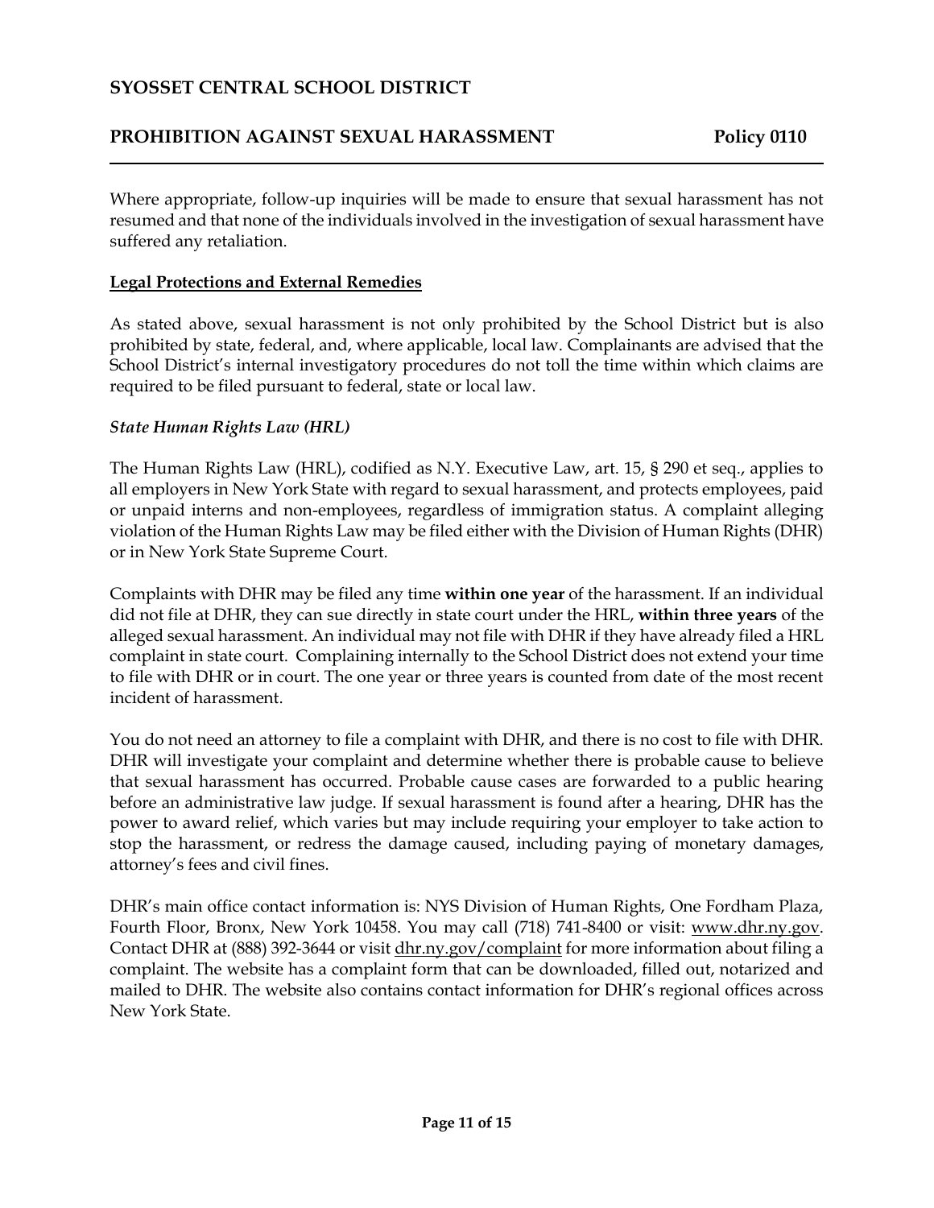Where appropriate, follow-up inquiries will be made to ensure that sexual harassment has not resumed and that none of the individuals involved in the investigation of sexual harassment have suffered any retaliation.

## Legal Protections and External Remedies

As stated above, sexual harassment is not only prohibited by the School District but is also prohibited by state, federal, and, where applicable, local law. Complainants are advised that the School District's internal investigatory procedures do not toll the time within which claims are required to be filed pursuant to federal, state or local law.

### *State Human Rights Law (HRL)*

The Human Rights Law (HRL), codified as N.Y. Executive Law, art. 15, § 290 et seq., applies to all employers in New York State with regard to sexual harassment, and protects employees, paid or unpaid interns and non-employees, regardless of immigration status. A complaint alleging violation of the Human Rights Law may be filed either with the Division of Human Rights (DHR) or in New York State Supreme Court.

Complaints with DHR may be filed any time **within one year** of the harassment. If an individual did not file at DHR, they can sue directly in state court under the HRL, **within three years** of the alleged sexual harassment. An individual may not file with DHR if they have already filed a HRL complaint in state court. Complaining internally to the School District does not extend your time to file with DHR or in court. The one year or three years is counted from date of the most recent incident of harassment.

You do not need an attorney to file a complaint with DHR, and there is no cost to file with DHR. DHR will investigate your complaint and determine whether there is probable cause to believe that sexual harassment has occurred. Probable cause cases are forwarded to a public hearing before an administrative law judge. If sexual harassment is found after a hearing, DHR has the power to award relief, which varies but may include requiring your employer to take action to stop the harassment, or redress the damage caused, including paying of monetary damages, attorney's fees and civil fines.

DHR's main office contact information is: NYS Division of Human Rights, One Fordham Plaza, Fourth Floor, Bronx, New York 10458. You may call (718) 741-8400 or visit: www.dhr.ny.gov. Contact DHR at (888) 392-3644 or visit dhr.ny.gov/complaint for more information about filing a complaint. The website has a complaint form that can be downloaded, filled out, notarized and mailed to DHR. The website also contains contact information for DHR's regional offices across New York State.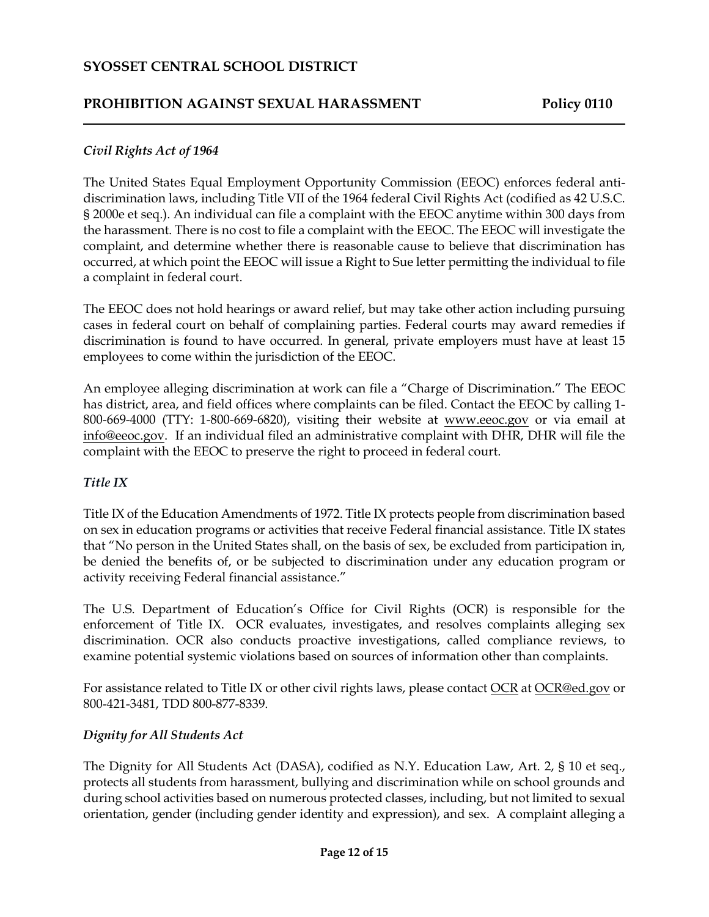*Civil Rights Act of 1964*

The United States Equal Employment Opportunity Commission (EEOC) enforces federal anti-discrimination laws, including Title VII of the 1964 federal Civil Rights Act (codified as 42 U.S.C. § 2000e et seq.). An individual can file a complaint with the EEOC anytime within 300 days from the harassment. There is no cost to file a complaint with the EEOC. The EEOC will investigate the complaint, and determine whether there is reasonable cause to believe that discrimination has occurred, at which point the EEOC will issue a Right to Sue letter permitting the individual to file a complaint in federal court.

The EEOC does not hold hearings or award relief, but may take other action including pursuing cases in federal court on behalf of complaining parties. Federal courts may award remedies if discrimination is found to have occurred. In general, private employers must have at least 15 employees to come within the jurisdiction of the EEOC.

An employee alleging discrimination at work can file a "Charge of Discrimination." The EEOC has district, area, and field offices where complaints can be filed. Contact the EEOC by calling 1-800-669-4000 (TTY: 1-800-669-6820), visiting their website at www.eeoc.gov or via email at info@eeoc.gov. If an individual filed an administrative complaint with DHR, DHR will file the complaint with the EEOC to preserve the right to proceed in federal court.

*Title IX*

Title IX of the Education Amendments of 1972. Title IX protects people from discrimination based on sex in education programs or activities that receive Federal financial assistance. Title IX states that "No person in the United States shall, on the basis of sex, be excluded from participation in, be denied the benefits of, or be subjected to discrimination under any education program or activity receiving Federal financial assistance."

The U.S. Department of Education's Office for Civil Rights (OCR) is responsible for the enforcement of Title IX. OCR evaluates, investigates, and resolves complaints alleging sex discrimination. OCR also conducts proactive investigations, called compliance reviews, to examine potential systemic violations based on sources of information other than complaints.

For assistance related to Title IX or other civil rights laws, please contact OCR at OCR@ed.gov or 800-421-3481, TDD 800-877-8339.

*Dignity for All Students Act*

The Dignity for All Students Act (DASA), codified as N.Y. Education Law, Art. 2, § 10 et seq., protects all students from harassment, bullying and discrimination while on school grounds and during school activities based on numerous protected classes, including, but not limited to sexual orientation, gender (including gender identity and expression), and sex. A complaint alleging a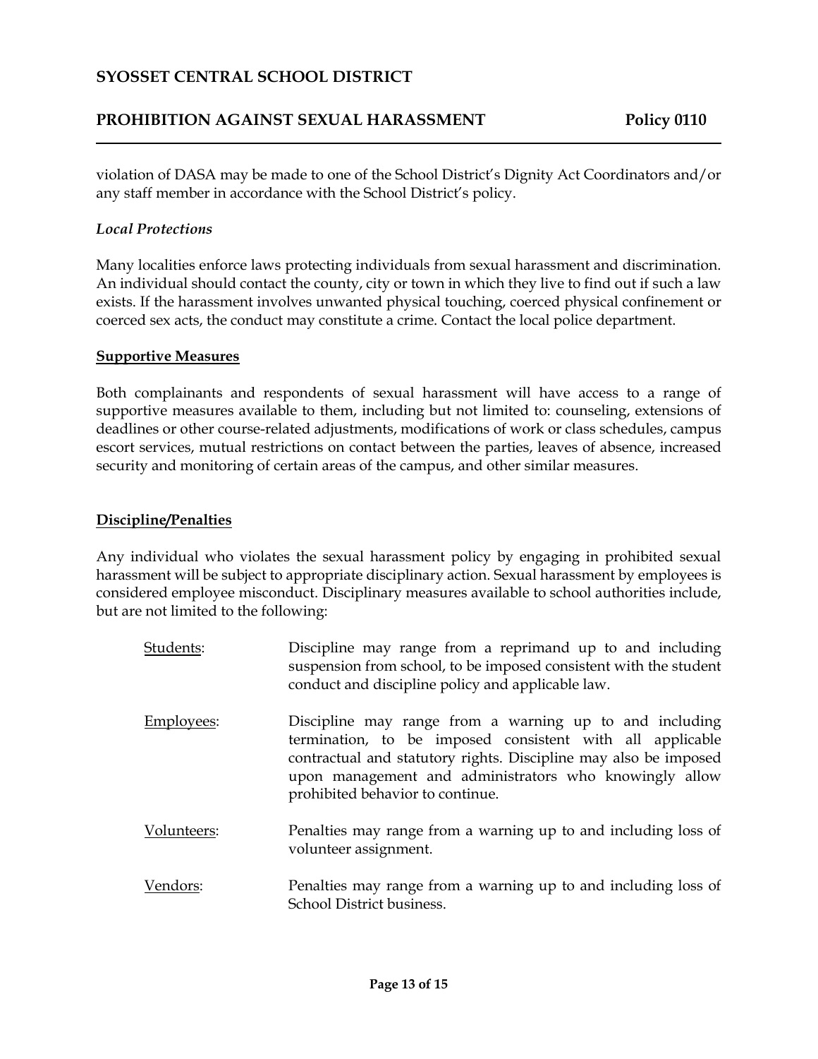violation of DASA may be made to one of the School District's Dignity Act Coordinators and/or any staff member in accordance with the School District's policy.

*Local Protections*

Many localities enforce laws protecting individuals from sexual harassment and discrimination. An individual should contact the county, city or town in which they live to find out if such a law exists. If the harassment involves unwanted physical touching, coerced physical confinement or coerced sex acts, the conduct may constitute a crime. Contact the local police department.

## Supportive Measures

Both complainants and respondents of sexual harassment will have access to a range of supportive measures available to them, including but not limited to: counseling, extensions of deadlines or other course-related adjustments, modifications of work or class schedules, campus escort services, mutual restrictions on contact between the parties, leaves of absence, increased security and monitoring of certain areas of the campus, and other similar measures.

## Discipline/Penalties

Any individual who violates the sexual harassment policy by engaging in prohibited sexual harassment will be subject to appropriate disciplinary action. Sexual harassment by employees is considered employee misconduct. Disciplinary measures available to school authorities include, but are not limited to the following:

Students: Discipline may range from a reprimand up to and including suspension from school, to be imposed consistent with the student conduct and discipline policy and applicable law.

Employees: Discipline may range from a warning up to and including termination, to be imposed consistent with all applicable contractual and statutory rights. Discipline may also be imposed upon management and administrators who knowingly allow prohibited behavior to continue.

Volunteers: Penalties may range from a warning up to and including loss of volunteer assignment.

Vendors: Penalties may range from a warning up to and including loss of School District business.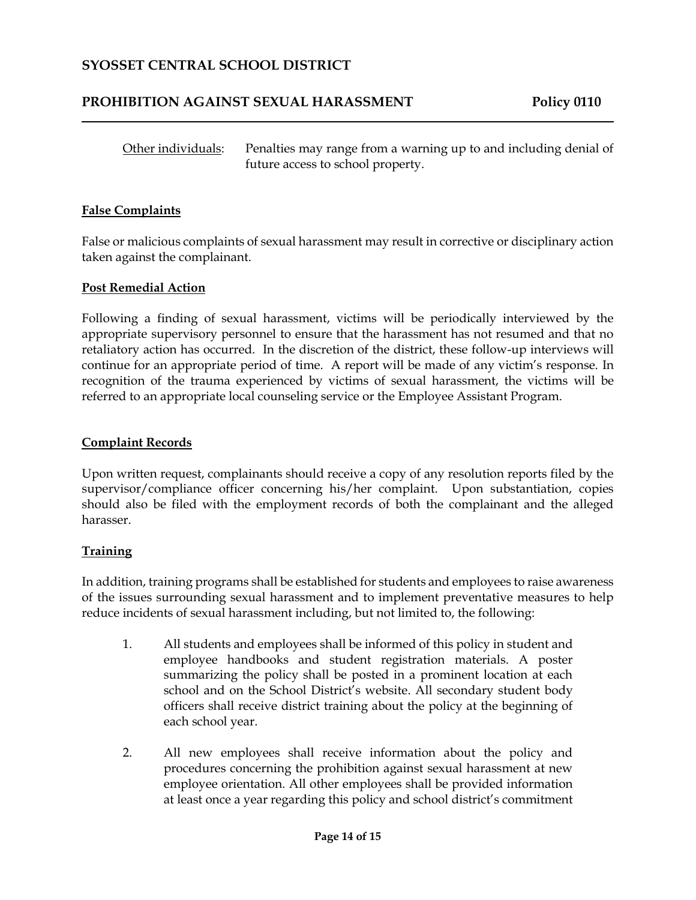Other individuals: Penalties may range from a warning up to and including denial of future access to school property.

**False Complaints**

False or malicious complaints of sexual harassment may result in corrective or disciplinary action taken against the complainant.

**Post Remedial Action**

Following a finding of sexual harassment, victims will be periodically interviewed by the appropriate supervisory personnel to ensure that the harassment has not resumed and that no retaliatory action has occurred. In the discretion of the district, these follow-up interviews will continue for an appropriate period of time. A report will be made of any victim's response. In recognition of the trauma experienced by victims of sexual harassment, the victims will be referred to an appropriate local counseling service or the Employee Assistant Program.

**Complaint Records**

Upon written request, complainants should receive a copy of any resolution reports filed by the supervisor/compliance officer concerning his/her complaint. Upon substantiation, copies should also be filed with the employment records of both the complainant and the alleged harasser.

**Training**

In addition, training programs shall be established for students and employees to raise awareness of the issues surrounding sexual harassment and to implement preventative measures to help reduce incidents of sexual harassment including, but not limited to, the following:

1. All students and employees shall be informed of this policy in student and employee handbooks and student registration materials. A poster summarizing the policy shall be posted in a prominent location at each school and on the School District's website. All secondary student body officers shall receive district training about the policy at the beginning of each school year.

2. All new employees shall receive information about the policy and procedures concerning the prohibition against sexual harassment at new employee orientation. All other employees shall be provided information at least once a year regarding this policy and school district's commitment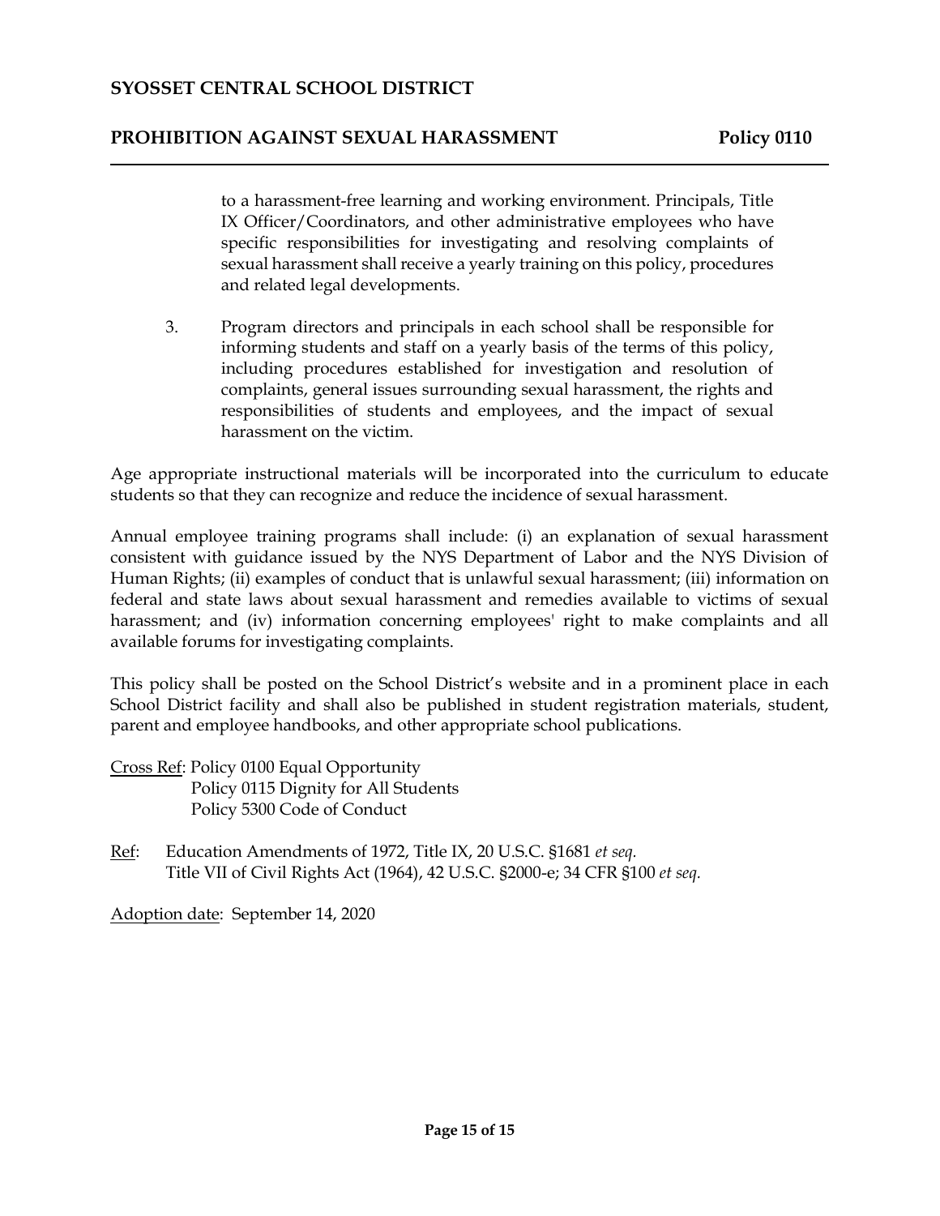to a harassment-free learning and working environment. Principals, Title IX Officer/Coordinators, and other administrative employees who have specific responsibilities for investigating and resolving complaints of sexual harassment shall receive a yearly training on this policy, procedures and related legal developments.

3. Program directors and principals in each school shall be responsible for informing students and staff on a yearly basis of the terms of this policy, including procedures established for investigation and resolution of complaints, general issues surrounding sexual harassment, the rights and responsibilities of students and employees, and the impact of sexual harassment on the victim.

Age appropriate instructional materials will be incorporated into the curriculum to educate students so that they can recognize and reduce the incidence of sexual harassment.

Annual employee training programs shall include: (i) an explanation of sexual harassment consistent with guidance issued by the NYS Department of Labor and the NYS Division of Human Rights; (ii) examples of conduct that is unlawful sexual harassment; (iii) information on federal and state laws about sexual harassment and remedies available to victims of sexual harassment; and (iv) information concerning employees' right to make complaints and all available forums for investigating complaints.

This policy shall be posted on the School District's website and in a prominent place in each School District facility and shall also be published in student registration materials, student, parent and employee handbooks, and other appropriate school publications.

Cross Ref: Policy 0100 Equal Opportunity
Policy 0115 Dignity for All Students
Policy 5300 Code of Conduct

Ref: Education Amendments of 1972, Title IX, 20 U.S.C. §1681 *et seq.*
Title VII of Civil Rights Act (1964), 42 U.S.C. §2000-e; 34 CFR §100 *et seq.*

Adoption date: September 14, 2020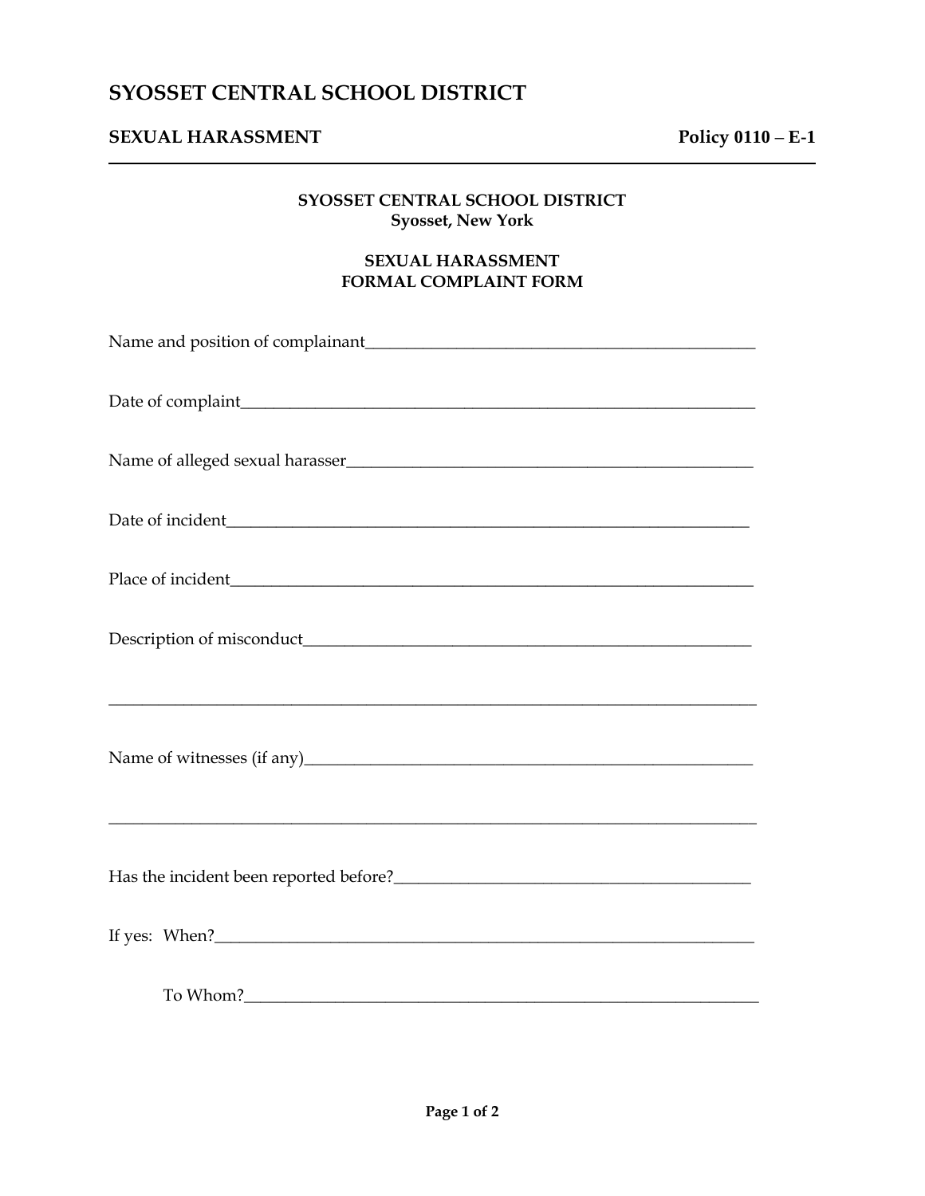# SYOSSET CENTRAL SCHOOL DISTRICT

## SEXUAL HARASSMENT Policy 0110 – E-1

**SYOSSET CENTRAL SCHOOL DISTRICT**
**Syosset, New York**

**SEXUAL HARASSMENT**
**FORMAL COMPLAINT FORM**

Name and position of complainant_______________________________________________

Date of complaint______________________________________________________________

Name of alleged sexual harasser_________________________________________________

Date of incident_______________________________________________________________

Place of incident______________________________________________________________

Description of misconduct______________________________________________________

_______________________________________________________________________________

Name of witnesses (if any)_____________________________________________________

_______________________________________________________________________________

Has the incident been reported before?__________________________________________

If yes: When?_________________________________________________________________

To Whom?_____________________________________________________________________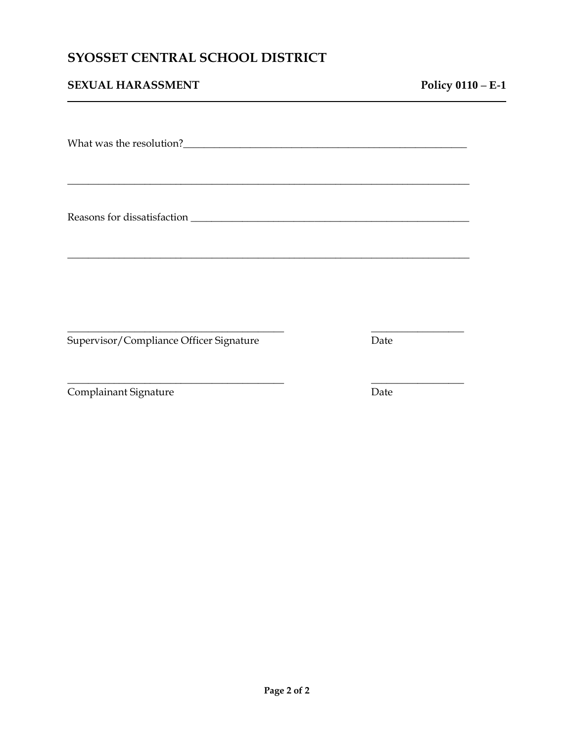What was the resolution?________________________________________________________

________________________________________________________________________________

Reasons for dissatisfaction ______________________________________________________

________________________________________________________________________________

__________________________________________ ________________

Supervisor/Compliance Officer Signature Date

__________________________________________ ________________

Complainant Signature Date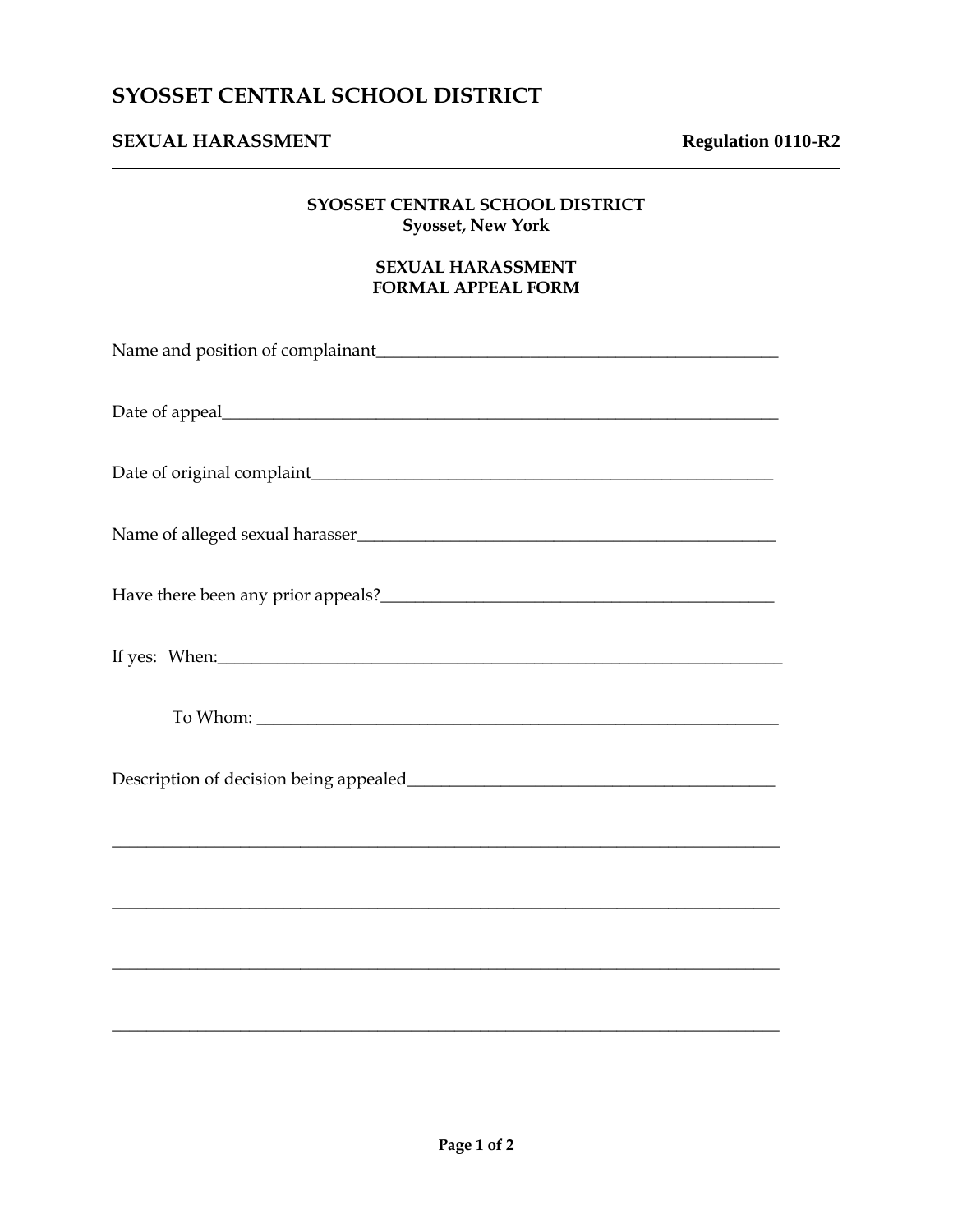# SYOSSET CENTRAL SCHOOL DISTRICT

## SEXUAL HARASSMENT — Regulation 0110-R2

---

**SYOSSET CENTRAL SCHOOL DISTRICT**
**Syosset, New York**

**SEXUAL HARASSMENT**
**FORMAL APPEAL FORM**

Name and position of complainant_______________________________________________

Date of appeal_________________________________________________________________

Date of original complaint_____________________________________________________

Name of alleged sexual harasser________________________________________________

Have there been any prior appeals?_____________________________________________

If yes: When:__________________________________________________________________

To Whom: ______________________________________________________________

Description of decision being appealed_________________________________________

_______________________________________________________________________________

_______________________________________________________________________________

_______________________________________________________________________________

_______________________________________________________________________________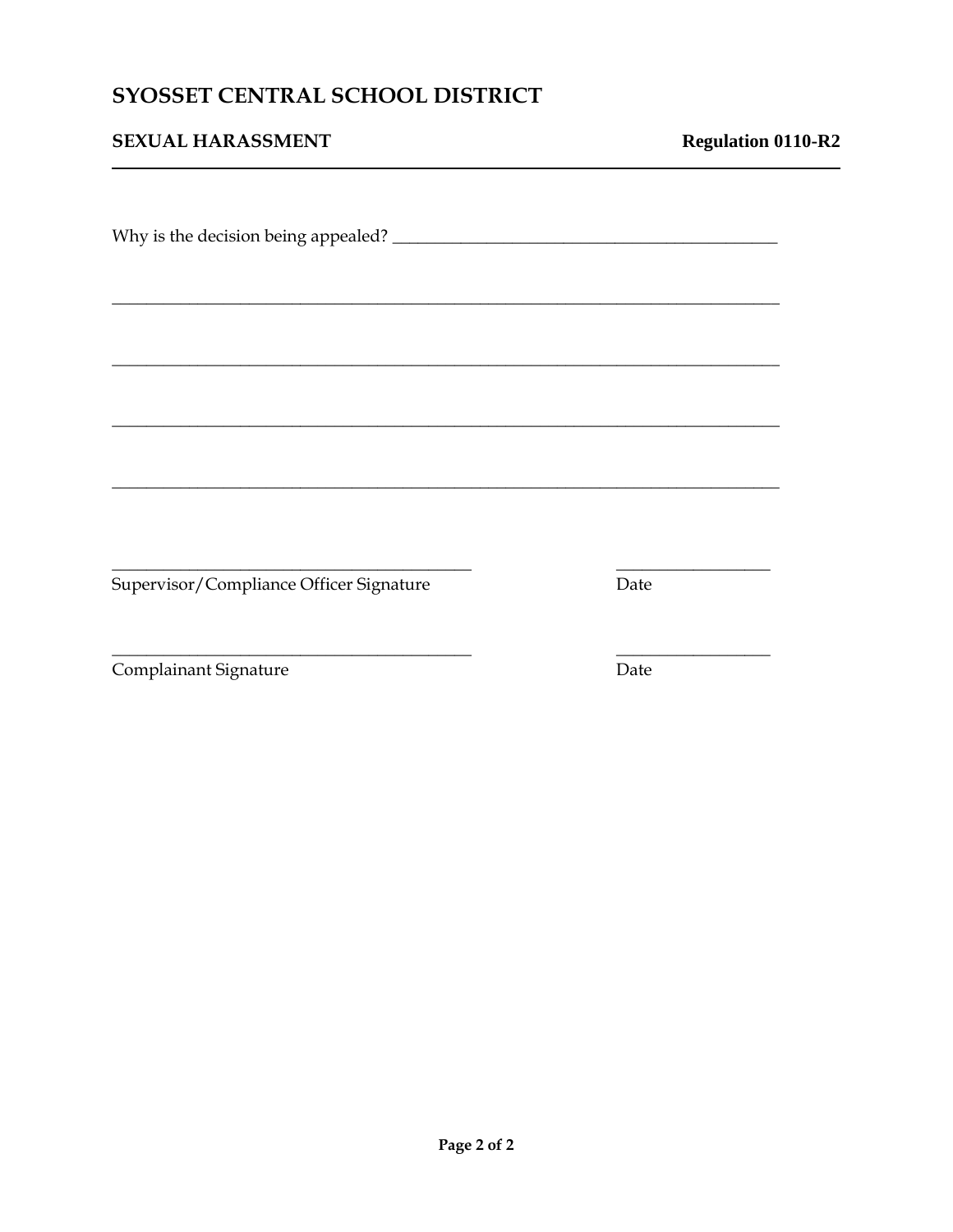Why is the decision being appealed? _____________________________________________

_______________________________________________________________________________

_______________________________________________________________________________

_______________________________________________________________________________

_______________________________________________________________________________

__________________________________________ __________________

Supervisor/Compliance Officer Signature Date

__________________________________________ __________________

Complainant Signature Date